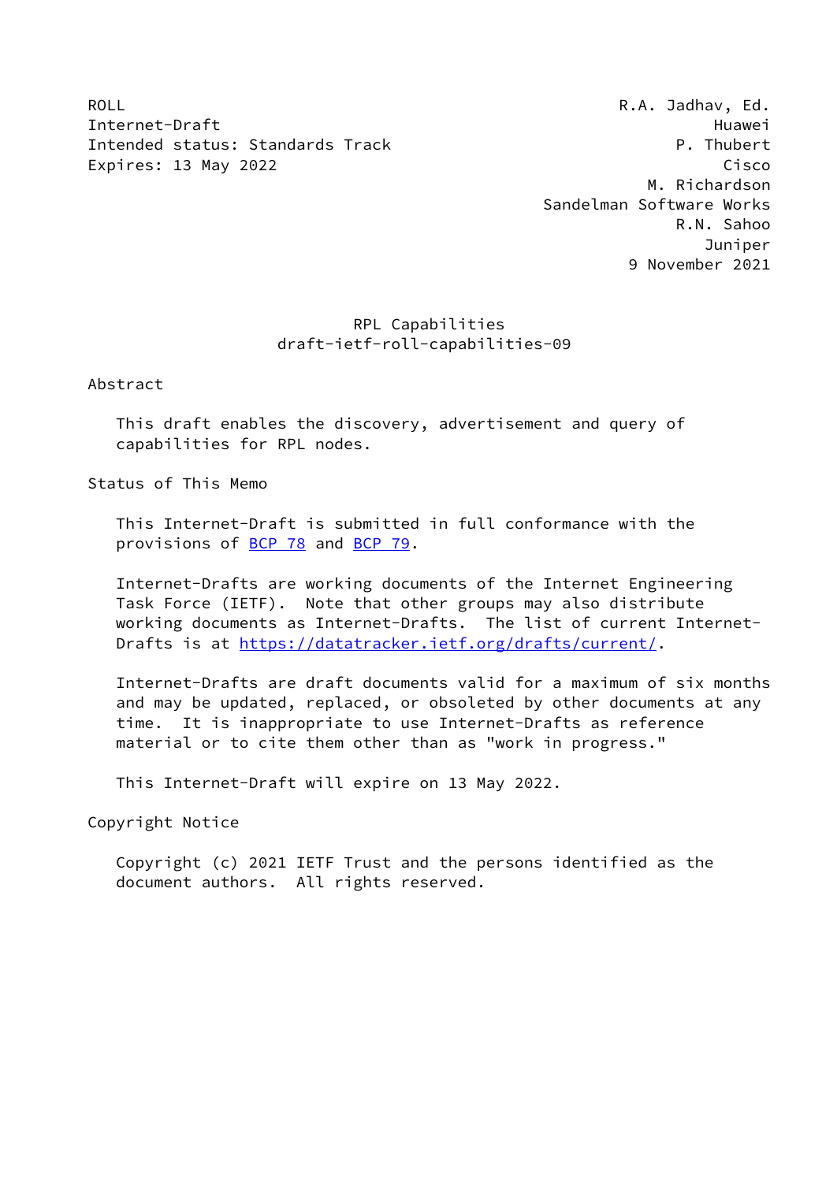ROLL R.A. Jadhav, Ed.
Internet-Draft Huawei
Intended status: Standards Track P. Thubert
Expires: 13 May 2022 Cisco
M. Richardson
Sandelman Software Works
R.N. Sahoo
Juniper
9 November 2021

# RPL Capabilities
## draft-ietf-roll-capabilities-09

## Abstract

This draft enables the discovery, advertisement and query of capabilities for RPL nodes.

## Status of This Memo

This Internet-Draft is submitted in full conformance with the provisions of BCP 78 and BCP 79.

Internet-Drafts are working documents of the Internet Engineering Task Force (IETF). Note that other groups may also distribute working documents as Internet-Drafts. The list of current Internet-Drafts is at https://datatracker.ietf.org/drafts/current/.

Internet-Drafts are draft documents valid for a maximum of six months and may be updated, replaced, or obsoleted by other documents at any time. It is inappropriate to use Internet-Drafts as reference material or to cite them other than as "work in progress."

This Internet-Draft will expire on 13 May 2022.

## Copyright Notice

Copyright (c) 2021 IETF Trust and the persons identified as the document authors. All rights reserved.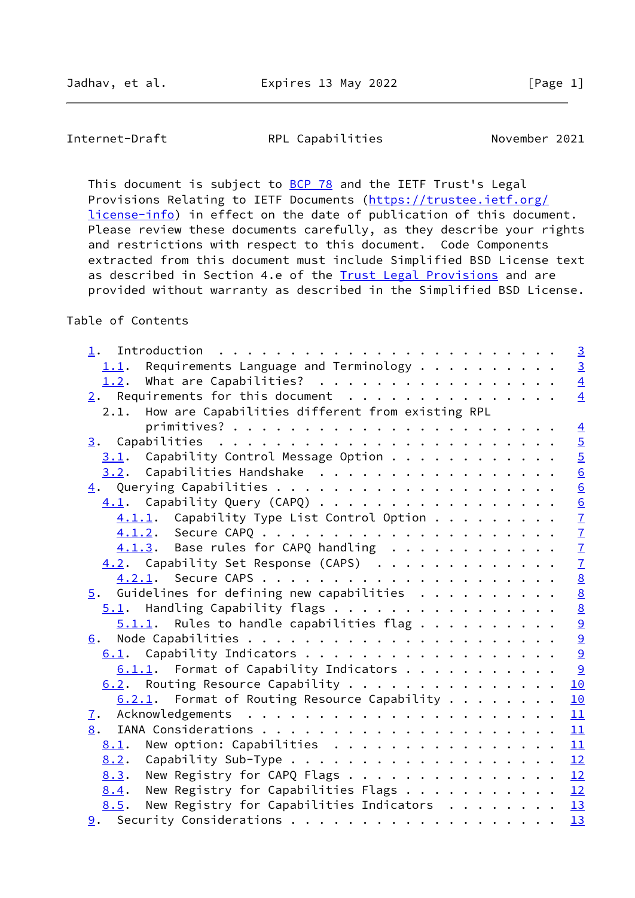This document is subject to BCP 78 and the IETF Trust's Legal Provisions Relating to IETF Documents (https://trustee.ietf.org/license-info) in effect on the date of publication of this document. Please review these documents carefully, as they describe your rights and restrictions with respect to this document. Code Components extracted from this document must include Simplified BSD License text as described in Section 4.e of the Trust Legal Provisions and are provided without warranty as described in the Simplified BSD License.

## Table of Contents

```
   1.  Introduction . . . . . . . . . . . . . . . . . . . . . . . .   3
     1.1.  Requirements Language and Terminology . . . . . . . . . .   3
     1.2.  What are Capabilities?  . . . . . . . . . . . . . . . . .   4
   2.  Requirements for this document  . . . . . . . . . . . . . . .   4
     2.1.  How are Capabilities different from existing RPL
           primitives? . . . . . . . . . . . . . . . . . . . . . . .   4
   3.  Capabilities  . . . . . . . . . . . . . . . . . . . . . . . .   5
     3.1.  Capability Control Message Option . . . . . . . . . . . .   5
     3.2.  Capabilities Handshake  . . . . . . . . . . . . . . . . .   6
   4.  Querying Capabilities . . . . . . . . . . . . . . . . . . . .   6
     4.1.  Capability Query (CAPQ) . . . . . . . . . . . . . . . . .   6
       4.1.1.  Capability Type List Control Option . . . . . . . . .   7
       4.1.2.  Secure CAPQ . . . . . . . . . . . . . . . . . . . . .   7
       4.1.3.  Base rules for CAPQ handling  . . . . . . . . . . . .   7
     4.2.  Capability Set Response (CAPS)  . . . . . . . . . . . . .   7
       4.2.1.  Secure CAPS . . . . . . . . . . . . . . . . . . . . .   8
   5.  Guidelines for defining new capabilities  . . . . . . . . . .   8
     5.1.  Handling Capability flags . . . . . . . . . . . . . . . .   8
       5.1.1.  Rules to handle capabilities flag . . . . . . . . . .   9
   6.  Node Capabilities . . . . . . . . . . . . . . . . . . . . . .   9
     6.1.  Capability Indicators . . . . . . . . . . . . . . . . . .   9
       6.1.1.  Format of Capability Indicators . . . . . . . . . . .   9
     6.2.  Routing Resource Capability . . . . . . . . . . . . . . .  10
       6.2.1.  Format of Routing Resource Capability . . . . . . . .  10
   7.  Acknowledgements  . . . . . . . . . . . . . . . . . . . . . .  11
   8.  IANA Considerations . . . . . . . . . . . . . . . . . . . . .  11
     8.1.  New option: Capabilities  . . . . . . . . . . . . . . . .  11
     8.2.  Capability Sub-Type . . . . . . . . . . . . . . . . . . .  12
     8.3.  New Registry for CAPQ Flags . . . . . . . . . . . . . . .  12
     8.4.  New Registry for Capabilities Flags . . . . . . . . . . .  12
     8.5.  New Registry for Capabilities Indicators  . . . . . . . .  13
   9.  Security Considerations . . . . . . . . . . . . . . . . . . .  13
```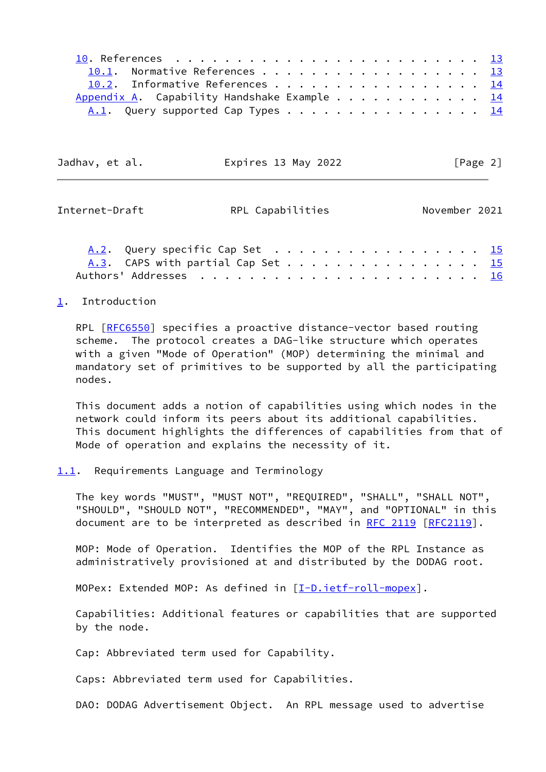10. References . . . . . . . . . . . . . . . . . . . . . . . . 13
   10.1. Normative References . . . . . . . . . . . . . . . . . . 13
   10.2. Informative References . . . . . . . . . . . . . . . . . 14
Appendix A. Capability Handshake Example . . . . . . . . . . . . 14
   A.1. Query supported Cap Types . . . . . . . . . . . . . . . . 14
   A.2. Query specific Cap Set . . . . . . . . . . . . . . . . . 15
   A.3. CAPS with partial Cap Set . . . . . . . . . . . . . . . . 15
Authors' Addresses . . . . . . . . . . . . . . . . . . . . . . . 16

## 1. Introduction

RPL [RFC6550] specifies a proactive distance-vector based routing scheme. The protocol creates a DAG-like structure which operates with a given "Mode of Operation" (MOP) determining the minimal and mandatory set of primitives to be supported by all the participating nodes.

This document adds a notion of capabilities using which nodes in the network could inform its peers about its additional capabilities. This document highlights the differences of capabilities from that of Mode of operation and explains the necessity of it.

### 1.1. Requirements Language and Terminology

The key words "MUST", "MUST NOT", "REQUIRED", "SHALL", "SHALL NOT", "SHOULD", "SHOULD NOT", "RECOMMENDED", "MAY", and "OPTIONAL" in this document are to be interpreted as described in RFC 2119 [RFC2119].

MOP: Mode of Operation. Identifies the MOP of the RPL Instance as administratively provisioned at and distributed by the DODAG root.

MOPex: Extended MOP: As defined in [I-D.ietf-roll-mopex].

Capabilities: Additional features or capabilities that are supported by the node.

Cap: Abbreviated term used for Capability.

Caps: Abbreviated term used for Capabilities.

DAO: DODAG Advertisement Object. An RPL message used to advertise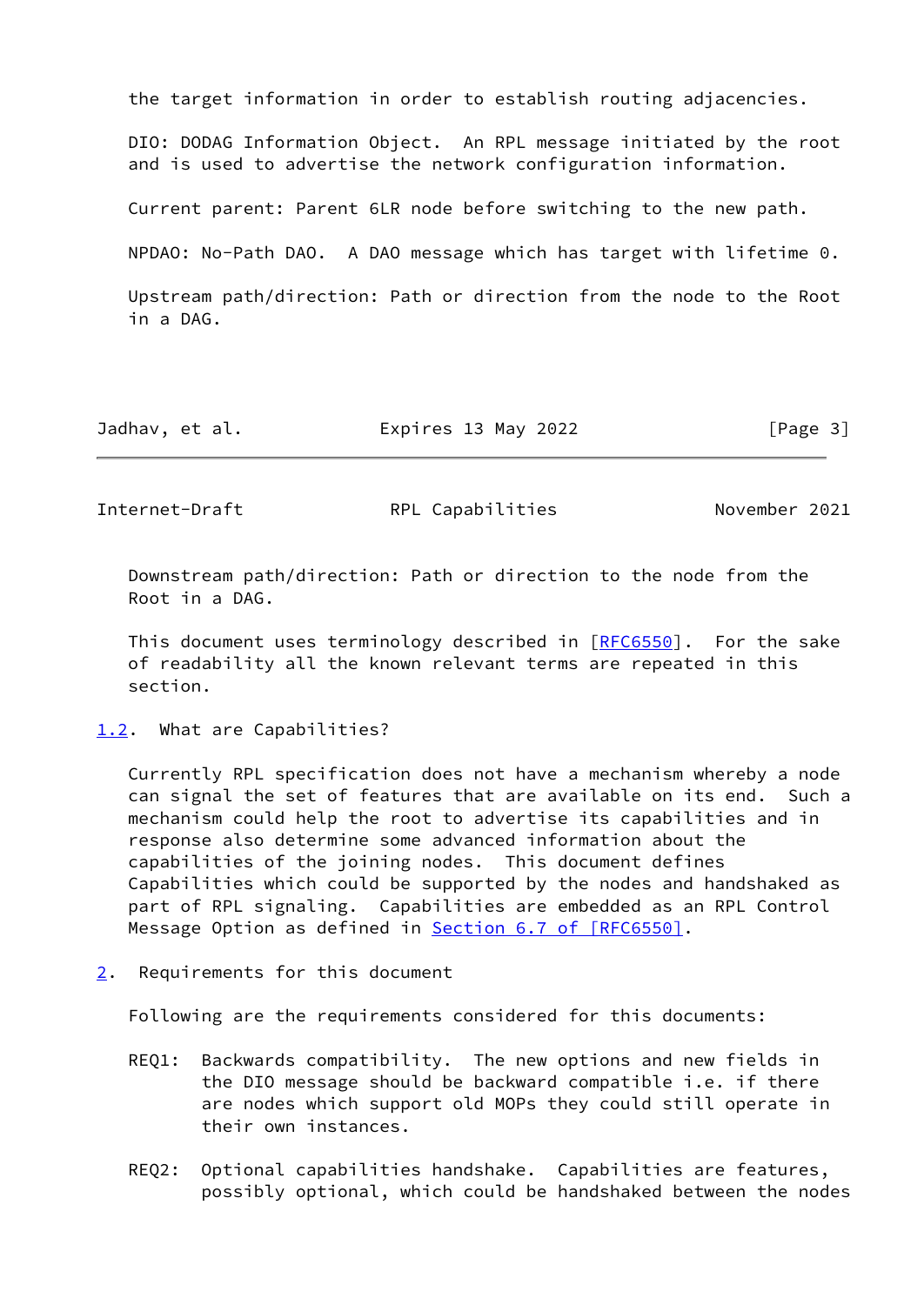the target information in order to establish routing adjacencies.

DIO: DODAG Information Object. An RPL message initiated by the root and is used to advertise the network configuration information.

Current parent: Parent 6LR node before switching to the new path.

NPDAO: No-Path DAO. A DAO message which has target with lifetime 0.

Upstream path/direction: Path or direction from the node to the Root in a DAG.

Downstream path/direction: Path or direction to the node from the Root in a DAG.

This document uses terminology described in [RFC6550]. For the sake of readability all the known relevant terms are repeated in this section.

### 1.2. What are Capabilities?

Currently RPL specification does not have a mechanism whereby a node can signal the set of features that are available on its end. Such a mechanism could help the root to advertise its capabilities and in response also determine some advanced information about the capabilities of the joining nodes. This document defines Capabilities which could be supported by the nodes and handshaked as part of RPL signaling. Capabilities are embedded as an RPL Control Message Option as defined in Section 6.7 of [RFC6550].

## 2. Requirements for this document

Following are the requirements considered for this documents:

REQ1: Backwards compatibility. The new options and new fields in the DIO message should be backward compatible i.e. if there are nodes which support old MOPs they could still operate in their own instances.

REQ2: Optional capabilities handshake. Capabilities are features, possibly optional, which could be handshaked between the nodes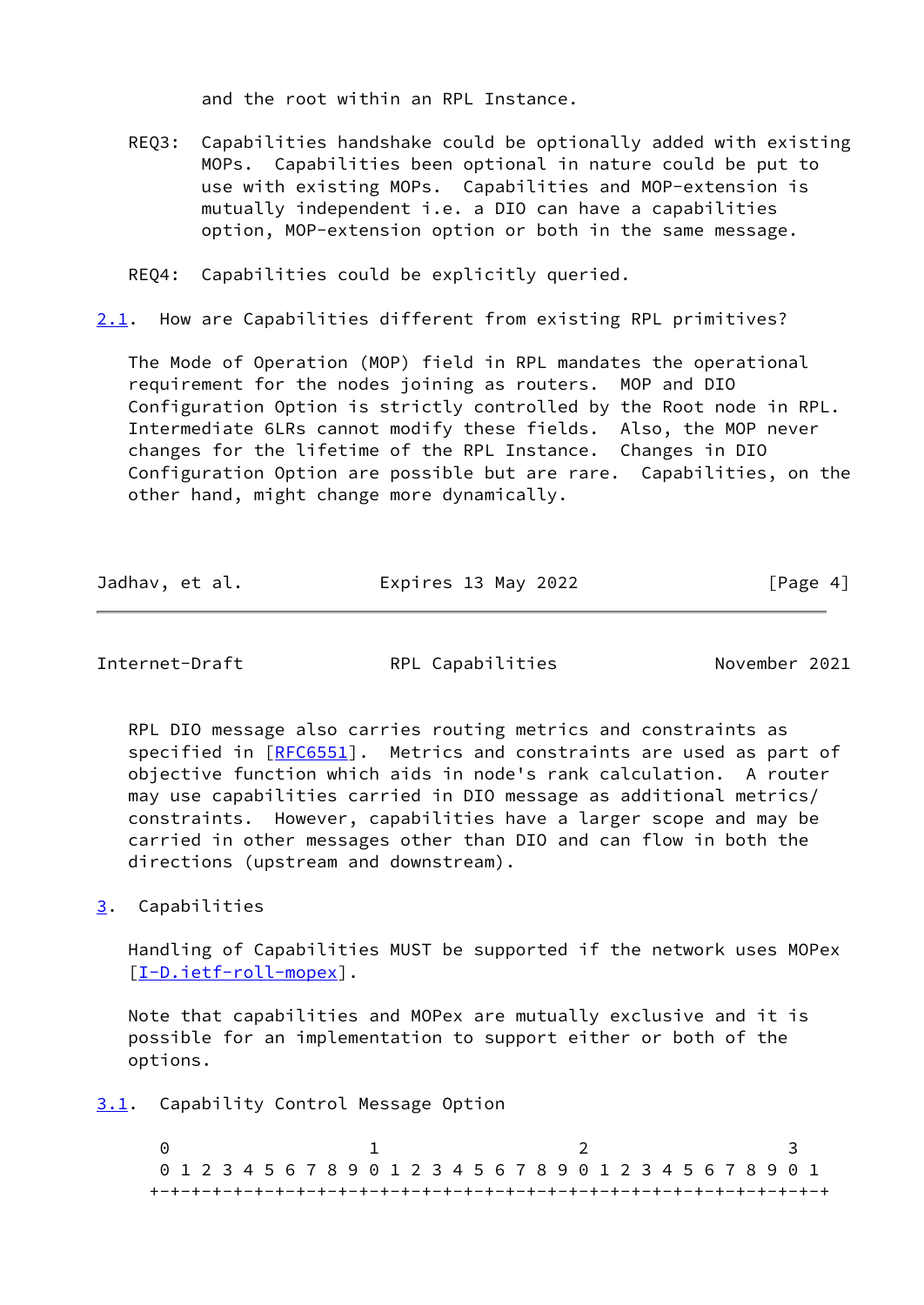and the root within an RPL Instance.

REQ3: Capabilities handshake could be optionally added with existing MOPs. Capabilities been optional in nature could be put to use with existing MOPs. Capabilities and MOP-extension is mutually independent i.e. a DIO can have a capabilities option, MOP-extension option or both in the same message.

REQ4: Capabilities could be explicitly queried.

## 2.1. How are Capabilities different from existing RPL primitives?

The Mode of Operation (MOP) field in RPL mandates the operational requirement for the nodes joining as routers. MOP and DIO Configuration Option is strictly controlled by the Root node in RPL. Intermediate 6LRs cannot modify these fields. Also, the MOP never changes for the lifetime of the RPL Instance. Changes in DIO Configuration Option are possible but are rare. Capabilities, on the other hand, might change more dynamically.

RPL DIO message also carries routing metrics and constraints as specified in [RFC6551]. Metrics and constraints are used as part of objective function which aids in node's rank calculation. A router may use capabilities carried in DIO message as additional metrics/constraints. However, capabilities have a larger scope and may be carried in other messages other than DIO and can flow in both the directions (upstream and downstream).

# 3. Capabilities

Handling of Capabilities MUST be supported if the network uses MOPex [I-D.ietf-roll-mopex].

Note that capabilities and MOPex are mutually exclusive and it is possible for an implementation to support either or both of the options.

## 3.1. Capability Control Message Option

```
 0                   1                   2                   3
 0 1 2 3 4 5 6 7 8 9 0 1 2 3 4 5 6 7 8 9 0 1 2 3 4 5 6 7 8 9 0 1
+-+-+-+-+-+-+-+-+-+-+-+-+-+-+-+-+-+-+-+-+-+-+-+-+-+-+-+-+-+-+-+-+
```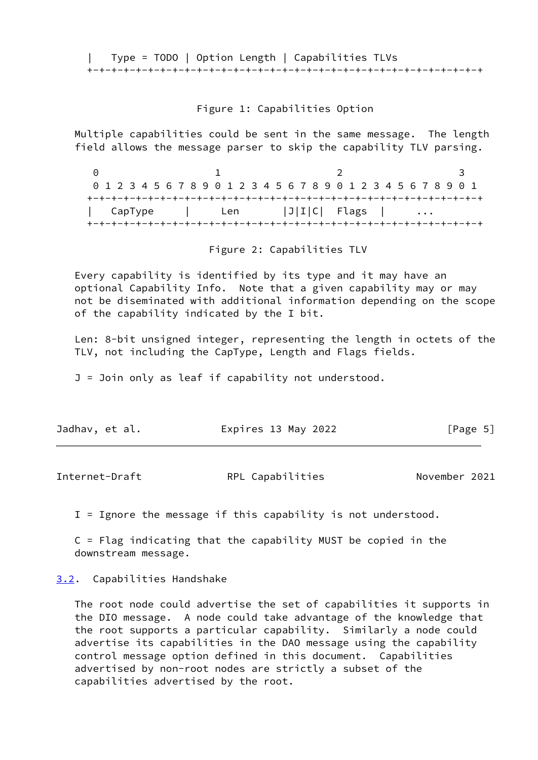```
   |   Type = TODO | Option Length | Capabilities TLVs
   +-+-+-+-+-+-+-+-+-+-+-+-+-+-+-+-+-+-+-+-+-+-+-+-+-+-+-+-+-+-+-+-+
```

Figure 1: Capabilities Option

Multiple capabilities could be sent in the same message. The length field allows the message parser to skip the capability TLV parsing.

```
    0                   1                   2                   3
    0 1 2 3 4 5 6 7 8 9 0 1 2 3 4 5 6 7 8 9 0 1 2 3 4 5 6 7 8 9 0 1
   +-+-+-+-+-+-+-+-+-+-+-+-+-+-+-+-+-+-+-+-+-+-+-+-+-+-+-+-+-+-+-+-+
   |   CapType     |     Len       |J|I|C|  Flags  |     ...
   +-+-+-+-+-+-+-+-+-+-+-+-+-+-+-+-+-+-+-+-+-+-+-+-+-+-+-+-+-+-+-+-+
```

Figure 2: Capabilities TLV

Every capability is identified by its type and it may have an optional Capability Info. Note that a given capability may or may not be diseminated with additional information depending on the scope of the capability indicated by the I bit.

Len: 8-bit unsigned integer, representing the length in octets of the TLV, not including the CapType, Length and Flags fields.

J = Join only as leaf if capability not understood.

I = Ignore the message if this capability is not understood.

C = Flag indicating that the capability MUST be copied in the downstream message.

### 3.2. Capabilities Handshake

The root node could advertise the set of capabilities it supports in the DIO message. A node could take advantage of the knowledge that the root supports a particular capability. Similarly a node could advertise its capabilities in the DAO message using the capability control message option defined in this document. Capabilities advertised by non-root nodes are strictly a subset of the capabilities advertised by the root.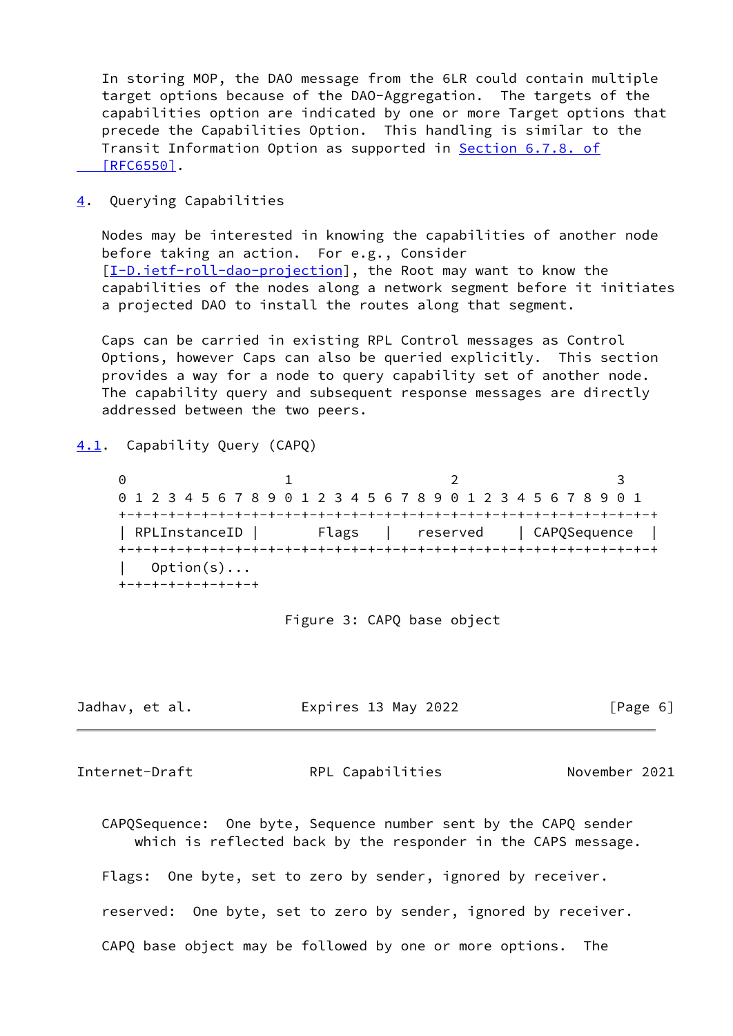In storing MOP, the DAO message from the 6LR could contain multiple target options because of the DAO-Aggregation. The targets of the capabilities option are indicated by one or more Target options that precede the Capabilities Option. This handling is similar to the Transit Information Option as supported in Section 6.7.8. of [RFC6550].

## 4. Querying Capabilities

Nodes may be interested in knowing the capabilities of another node before taking an action. For e.g., Consider [I-D.ietf-roll-dao-projection], the Root may want to know the capabilities of the nodes along a network segment before it initiates a projected DAO to install the routes along that segment.

Caps can be carried in existing RPL Control messages as Control Options, however Caps can also be queried explicitly. This section provides a way for a node to query capability set of another node. The capability query and subsequent response messages are directly addressed between the two peers.

### 4.1. Capability Query (CAPQ)

```
 0                   1                   2                   3
 0 1 2 3 4 5 6 7 8 9 0 1 2 3 4 5 6 7 8 9 0 1 2 3 4 5 6 7 8 9 0 1
+-+-+-+-+-+-+-+-+-+-+-+-+-+-+-+-+-+-+-+-+-+-+-+-+-+-+-+-+-+-+-+-+
| RPLInstanceID |     Flags     |   reserved    | CAPQSequence  |
+-+-+-+-+-+-+-+-+-+-+-+-+-+-+-+-+-+-+-+-+-+-+-+-+-+-+-+-+-+-+-+-+
|   Option(s)...
+-+-+-+-+-+-+-+-+
```

Figure 3: CAPQ base object

CAPQSequence: One byte, Sequence number sent by the CAPQ sender which is reflected back by the responder in the CAPS message.

Flags: One byte, set to zero by sender, ignored by receiver.

reserved: One byte, set to zero by sender, ignored by receiver.

CAPQ base object may be followed by one or more options. The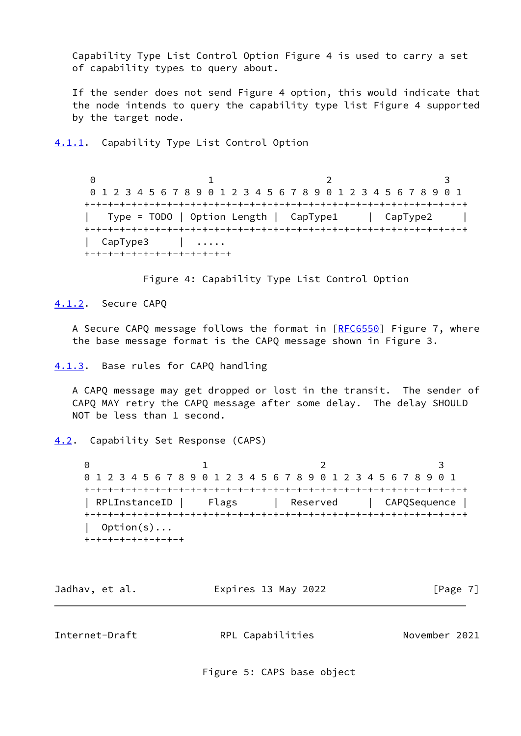Capability Type List Control Option Figure 4 is used to carry a set of capability types to query about.

If the sender does not send Figure 4 option, this would indicate that the node intends to query the capability type list Figure 4 supported by the target node.

#### 4.1.1. Capability Type List Control Option

```
 0                   1                   2                   3
 0 1 2 3 4 5 6 7 8 9 0 1 2 3 4 5 6 7 8 9 0 1 2 3 4 5 6 7 8 9 0 1
+-+-+-+-+-+-+-+-+-+-+-+-+-+-+-+-+-+-+-+-+-+-+-+-+-+-+-+-+-+-+-+-+
|   Type = TODO | Option Length |  CapType1     |  CapType2     |
+-+-+-+-+-+-+-+-+-+-+-+-+-+-+-+-+-+-+-+-+-+-+-+-+-+-+-+-+-+-+-+-+
|  CapType3     |  .....
+-+-+-+-+-+-+-+-+-+-+-+-+-+
```

Figure 4: Capability Type List Control Option

#### 4.1.2. Secure CAPQ

A Secure CAPQ message follows the format in [RFC6550] Figure 7, where the base message format is the CAPQ message shown in Figure 3.

#### 4.1.3. Base rules for CAPQ handling

A CAPQ message may get dropped or lost in the transit. The sender of CAPQ MAY retry the CAPQ message after some delay. The delay SHOULD NOT be less than 1 second.

### 4.2. Capability Set Response (CAPS)

```
 0                   1                   2                   3
 0 1 2 3 4 5 6 7 8 9 0 1 2 3 4 5 6 7 8 9 0 1 2 3 4 5 6 7 8 9 0 1
+-+-+-+-+-+-+-+-+-+-+-+-+-+-+-+-+-+-+-+-+-+-+-+-+-+-+-+-+-+-+-+-+
| RPLInstanceID |     Flags     |   Reserved    |  CAPQSequence |
+-+-+-+-+-+-+-+-+-+-+-+-+-+-+-+-+-+-+-+-+-+-+-+-+-+-+-+-+-+-+-+-+
|  Option(s)...
+-+-+-+-+-+-+-+-+-+
```

Figure 5: CAPS base object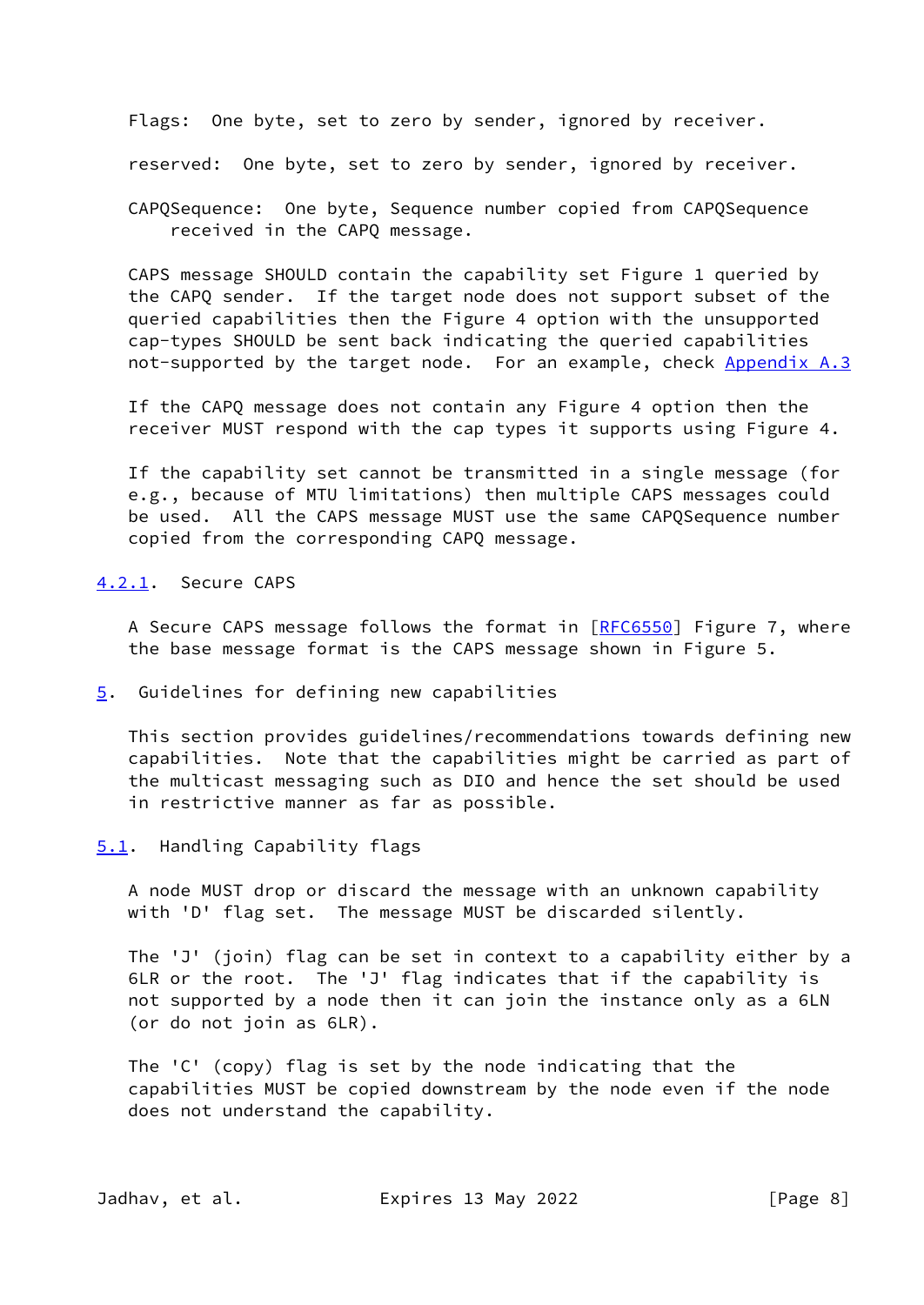Flags: One byte, set to zero by sender, ignored by receiver.

reserved: One byte, set to zero by sender, ignored by receiver.

CAPQSequence: One byte, Sequence number copied from CAPQSequence received in the CAPQ message.

CAPS message SHOULD contain the capability set Figure 1 queried by the CAPQ sender. If the target node does not support subset of the queried capabilities then the Figure 4 option with the unsupported cap-types SHOULD be sent back indicating the queried capabilities not-supported by the target node. For an example, check Appendix A.3

If the CAPQ message does not contain any Figure 4 option then the receiver MUST respond with the cap types it supports using Figure 4.

If the capability set cannot be transmitted in a single message (for e.g., because of MTU limitations) then multiple CAPS messages could be used. All the CAPS message MUST use the same CAPQSequence number copied from the corresponding CAPQ message.

### 4.2.1. Secure CAPS

A Secure CAPS message follows the format in [RFC6550] Figure 7, where the base message format is the CAPS message shown in Figure 5.

## 5. Guidelines for defining new capabilities

This section provides guidelines/recommendations towards defining new capabilities. Note that the capabilities might be carried as part of the multicast messaging such as DIO and hence the set should be used in restrictive manner as far as possible.

### 5.1. Handling Capability flags

A node MUST drop or discard the message with an unknown capability with 'D' flag set. The message MUST be discarded silently.

The 'J' (join) flag can be set in context to a capability either by a 6LR or the root. The 'J' flag indicates that if the capability is not supported by a node then it can join the instance only as a 6LN (or do not join as 6LR).

The 'C' (copy) flag is set by the node indicating that the capabilities MUST be copied downstream by the node even if the node does not understand the capability.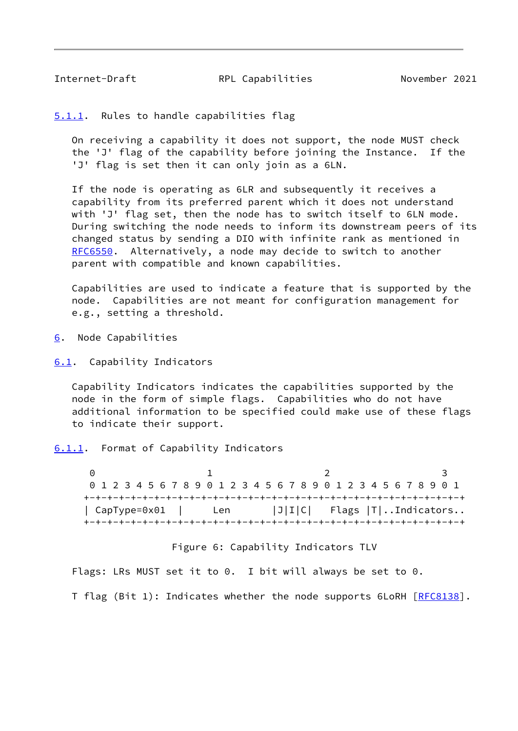#### 5.1.1. Rules to handle capabilities flag

On receiving a capability it does not support, the node MUST check the 'J' flag of the capability before joining the Instance. If the 'J' flag is set then it can only join as a 6LN.

If the node is operating as 6LR and subsequently it receives a capability from its preferred parent which it does not understand with 'J' flag set, then the node has to switch itself to 6LN mode. During switching the node needs to inform its downstream peers of its changed status by sending a DIO with infinite rank as mentioned in RFC6550. Alternatively, a node may decide to switch to another parent with compatible and known capabilities.

Capabilities are used to indicate a feature that is supported by the node. Capabilities are not meant for configuration management for e.g., setting a threshold.

## 6. Node Capabilities

### 6.1. Capability Indicators

Capability Indicators indicates the capabilities supported by the node in the form of simple flags. Capabilities who do not have additional information to be specified could make use of these flags to indicate their support.

#### 6.1.1. Format of Capability Indicators

```
 0                   1                   2                   3
 0 1 2 3 4 5 6 7 8 9 0 1 2 3 4 5 6 7 8 9 0 1 2 3 4 5 6 7 8 9 0 1
+-+-+-+-+-+-+-+-+-+-+-+-+-+-+-+-+-+-+-+-+-+-+-+-+-+-+-+-+-+-+-+-+
| CapType=0x01  |      Len      |J|I|C|   Flags |T|..Indicators..
+-+-+-+-+-+-+-+-+-+-+-+-+-+-+-+-+-+-+-+-+-+-+-+-+-+-+-+-+-+-+-+-+
```

Figure 6: Capability Indicators TLV

Flags: LRs MUST set it to 0. I bit will always be set to 0.

T flag (Bit 1): Indicates whether the node supports 6LoRH [RFC8138].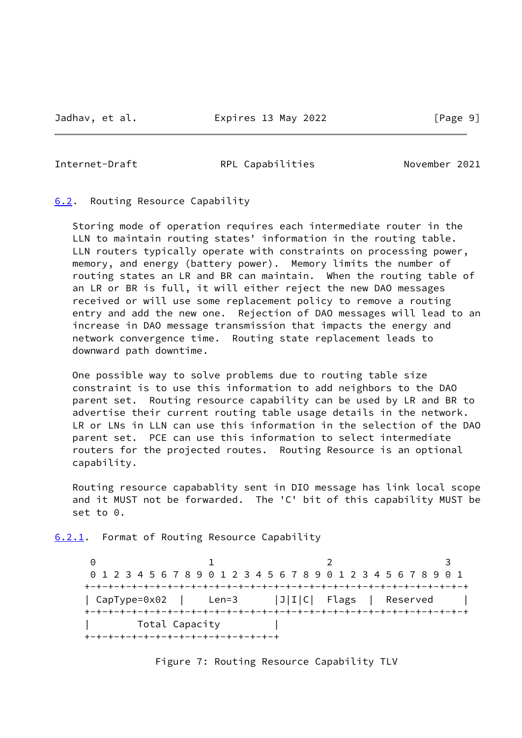## 6.2. Routing Resource Capability

Storing mode of operation requires each intermediate router in the LLN to maintain routing states' information in the routing table. LLN routers typically operate with constraints on processing power, memory, and energy (battery power). Memory limits the number of routing states an LR and BR can maintain. When the routing table of an LR or BR is full, it will either reject the new DAO messages received or will use some replacement policy to remove a routing entry and add the new one. Rejection of DAO messages will lead to an increase in DAO message transmission that impacts the energy and network convergence time. Routing state replacement leads to downward path downtime.

One possible way to solve problems due to routing table size constraint is to use this information to add neighbors to the DAO parent set. Routing resource capability can be used by LR and BR to advertise their current routing table usage details in the network. LR or LNs in LLN can use this information in the selection of the DAO parent set. PCE can use this information to select intermediate routers for the projected routes. Routing Resource is an optional capability.

Routing resource capabablity sent in DIO message has link local scope and it MUST not be forwarded. The 'C' bit of this capability MUST be set to 0.

### 6.2.1. Format of Routing Resource Capability

```
 0                   1                   2                   3
 0 1 2 3 4 5 6 7 8 9 0 1 2 3 4 5 6 7 8 9 0 1 2 3 4 5 6 7 8 9 0 1
+-+-+-+-+-+-+-+-+-+-+-+-+-+-+-+-+-+-+-+-+-+-+-+-+-+-+-+-+-+-+-+-+
| CapType=0x02  |     Len=3     |J|I|C|  Flags  |  Reserved     |
+-+-+-+-+-+-+-+-+-+-+-+-+-+-+-+-+-+-+-+-+-+-+-+-+-+-+-+-+-+-+-+-+
|        Total Capacity         |
+-+-+-+-+-+-+-+-+-+-+-+-+-+-+-+-+
```

Figure 7: Routing Resource Capability TLV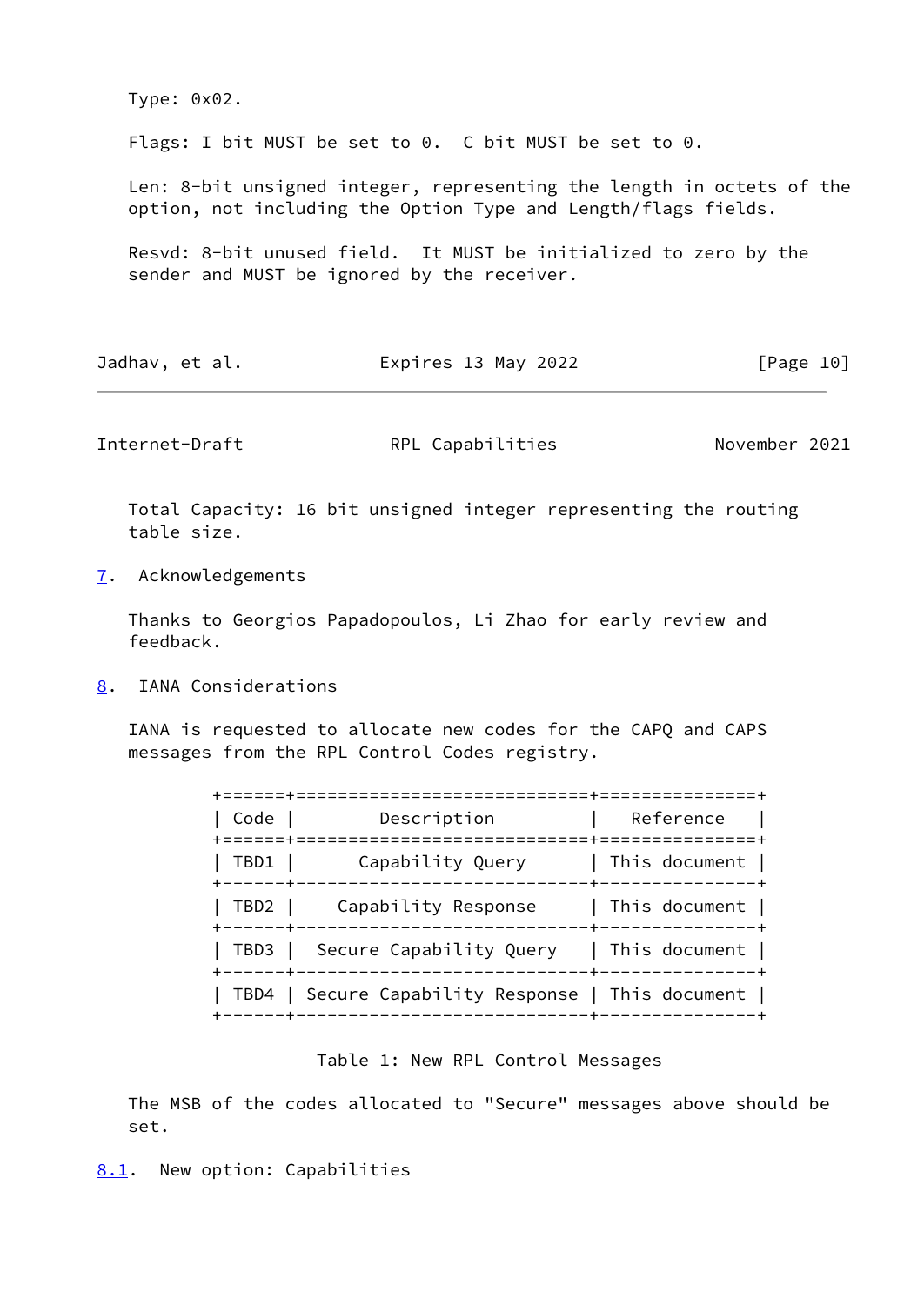Type: 0x02.

Flags: I bit MUST be set to 0. C bit MUST be set to 0.

Len: 8-bit unsigned integer, representing the length in octets of the option, not including the Option Type and Length/flags fields.

Resvd: 8-bit unused field. It MUST be initialized to zero by the sender and MUST be ignored by the receiver.

Total Capacity: 16 bit unsigned integer representing the routing table size.

## 7. Acknowledgements

Thanks to Georgios Papadopoulos, Li Zhao for early review and feedback.

## 8. IANA Considerations

IANA is requested to allocate new codes for the CAPQ and CAPS messages from the RPL Control Codes registry.

| Code | Description | Reference |
|---|---|---|
| TBD1 | Capability Query | This document |
| TBD2 | Capability Response | This document |
| TBD3 | Secure Capability Query | This document |
| TBD4 | Secure Capability Response | This document |

Table 1: New RPL Control Messages

The MSB of the codes allocated to "Secure" messages above should be set.

### 8.1. New option: Capabilities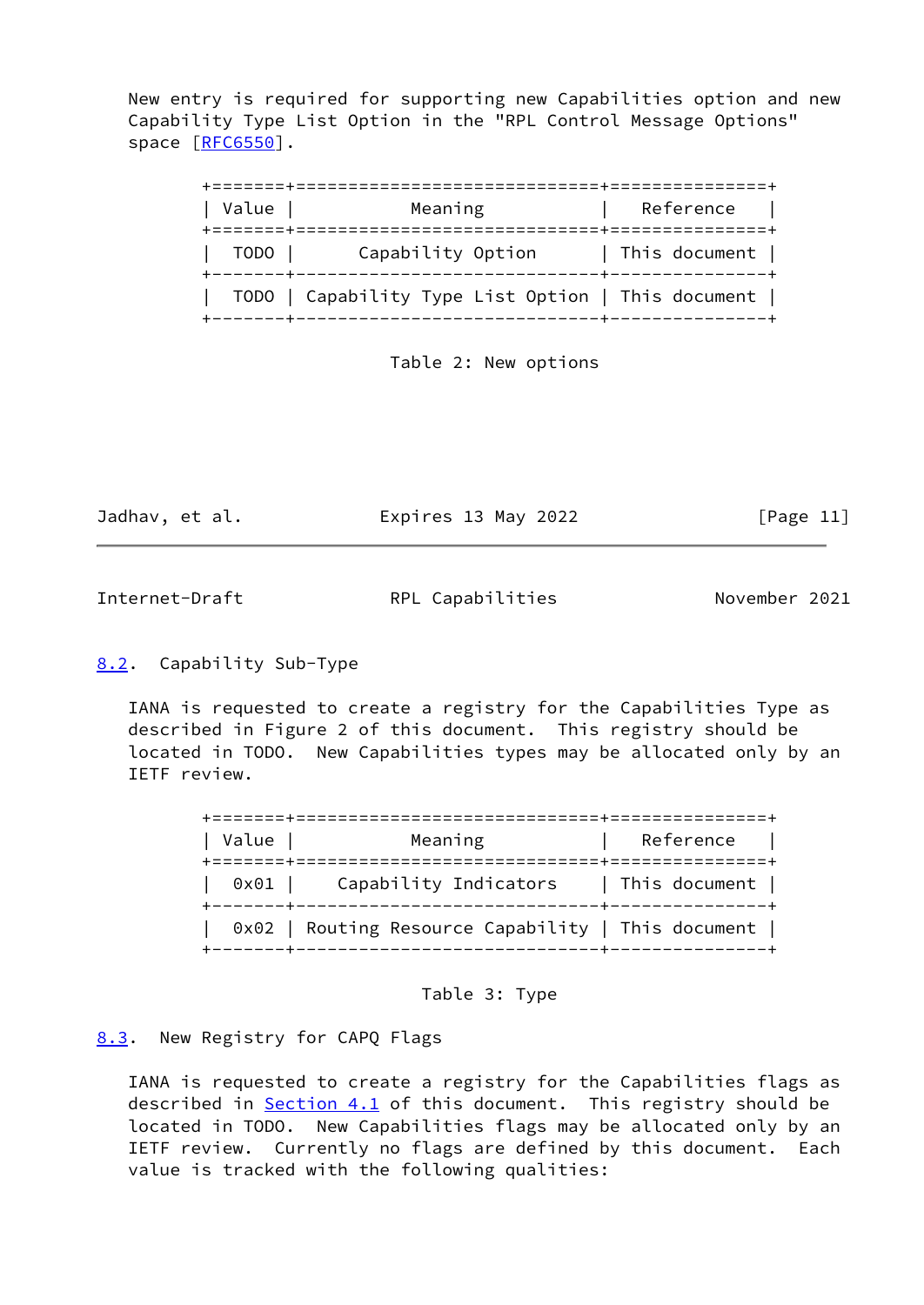New entry is required for supporting new Capabilities option and new Capability Type List Option in the "RPL Control Message Options" space [RFC6550].

| Value | Meaning | Reference |
|---|---|---|
| TODO | Capability Option | This document |
| TODO | Capability Type List Option | This document |

Table 2: New options

### 8.2. Capability Sub-Type

IANA is requested to create a registry for the Capabilities Type as described in Figure 2 of this document. This registry should be located in TODO. New Capabilities types may be allocated only by an IETF review.

| Value | Meaning | Reference |
|---|---|---|
| 0x01 | Capability Indicators | This document |
| 0x02 | Routing Resource Capability | This document |

Table 3: Type

### 8.3. New Registry for CAPQ Flags

IANA is requested to create a registry for the Capabilities flags as described in Section 4.1 of this document. This registry should be located in TODO. New Capabilities flags may be allocated only by an IETF review. Currently no flags are defined by this document. Each value is tracked with the following qualities: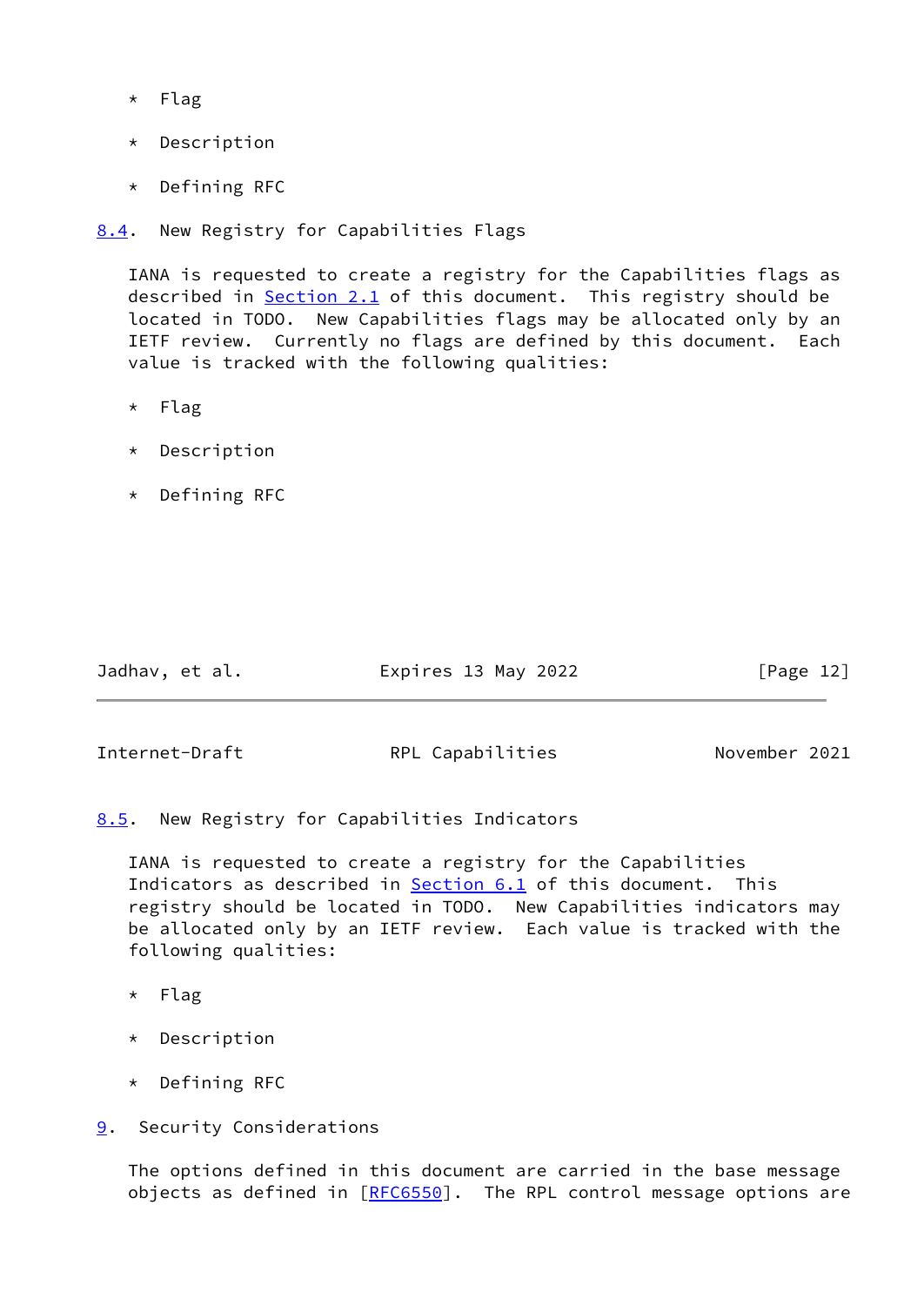* Flag

* Description

* Defining RFC

### 8.4. New Registry for Capabilities Flags

IANA is requested to create a registry for the Capabilities flags as described in Section 2.1 of this document. This registry should be located in TODO. New Capabilities flags may be allocated only by an IETF review. Currently no flags are defined by this document. Each value is tracked with the following qualities:

* Flag

* Description

* Defining RFC

### 8.5. New Registry for Capabilities Indicators

IANA is requested to create a registry for the Capabilities Indicators as described in Section 6.1 of this document. This registry should be located in TODO. New Capabilities indicators may be allocated only by an IETF review. Each value is tracked with the following qualities:

* Flag

* Description

* Defining RFC

## 9. Security Considerations

The options defined in this document are carried in the base message objects as defined in [RFC6550]. The RPL control message options are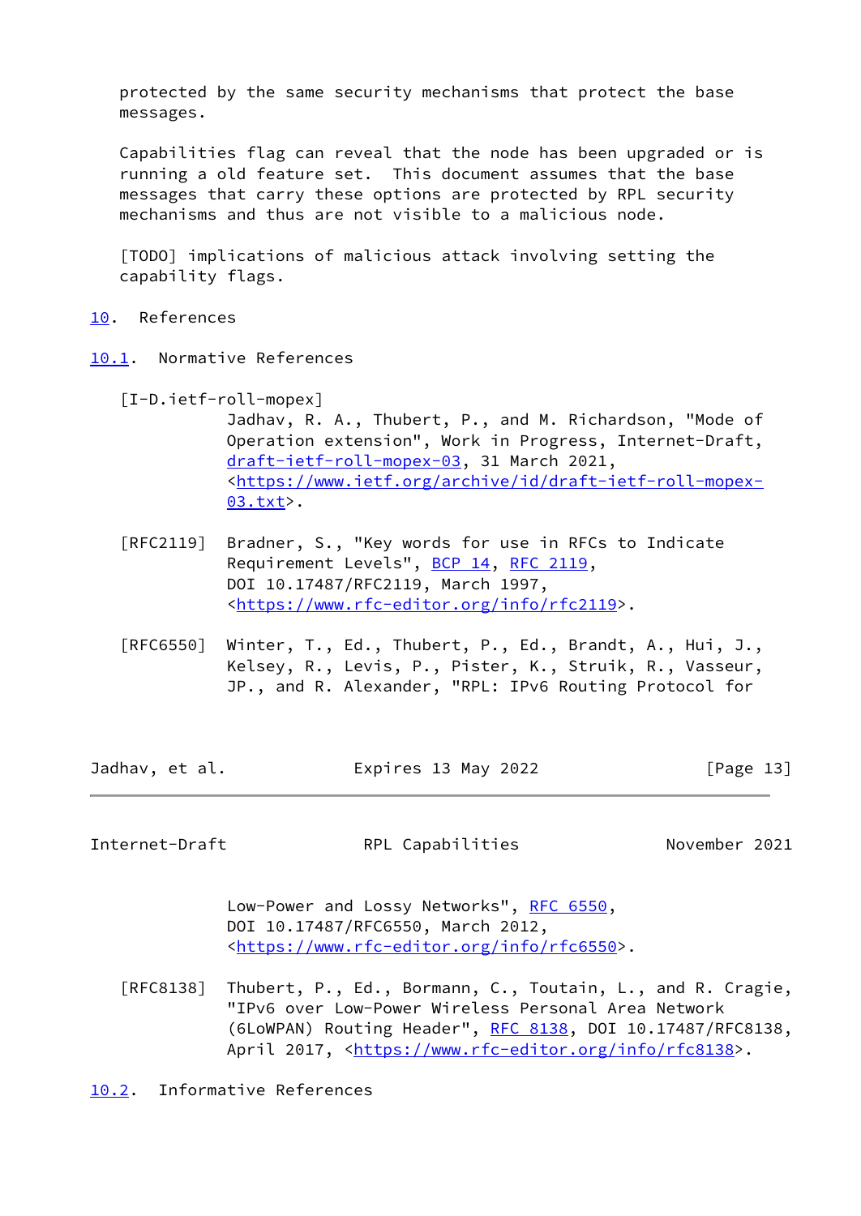protected by the same security mechanisms that protect the base messages.

Capabilities flag can reveal that the node has been upgraded or is running a old feature set. This document assumes that the base messages that carry these options are protected by RPL security mechanisms and thus are not visible to a malicious node.

[TODO] implications of malicious attack involving setting the capability flags.

# 10. References

## 10.1. Normative References

[I-D.ietf-roll-mopex]
Jadhav, R. A., Thubert, P., and M. Richardson, "Mode of Operation extension", Work in Progress, Internet-Draft, draft-ietf-roll-mopex-03, 31 March 2021, <https://www.ietf.org/archive/id/draft-ietf-roll-mopex-03.txt>.

[RFC2119] Bradner, S., "Key words for use in RFCs to Indicate Requirement Levels", BCP 14, RFC 2119, DOI 10.17487/RFC2119, March 1997, <https://www.rfc-editor.org/info/rfc2119>.

[RFC6550] Winter, T., Ed., Thubert, P., Ed., Brandt, A., Hui, J., Kelsey, R., Levis, P., Pister, K., Struik, R., Vasseur, JP., and R. Alexander, "RPL: IPv6 Routing Protocol for Low-Power and Lossy Networks", RFC 6550, DOI 10.17487/RFC6550, March 2012, <https://www.rfc-editor.org/info/rfc6550>.

[RFC8138] Thubert, P., Ed., Bormann, C., Toutain, L., and R. Cragie, "IPv6 over Low-Power Wireless Personal Area Network (6LoWPAN) Routing Header", RFC 8138, DOI 10.17487/RFC8138, April 2017, <https://www.rfc-editor.org/info/rfc8138>.

## 10.2. Informative References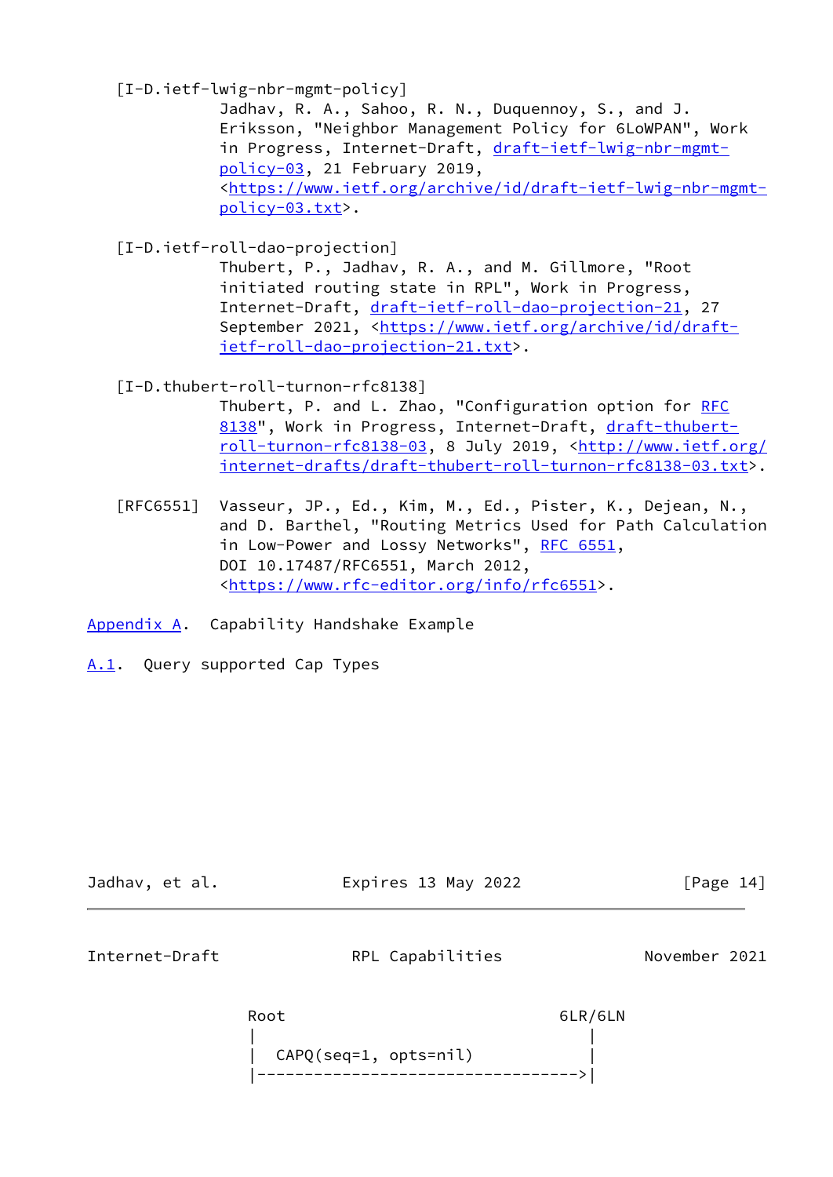[I-D.ietf-lwig-nbr-mgmt-policy]
Jadhav, R. A., Sahoo, R. N., Duquennoy, S., and J. Eriksson, "Neighbor Management Policy for 6LoWPAN", Work in Progress, Internet-Draft, draft-ietf-lwig-nbr-mgmt-policy-03, 21 February 2019, <https://www.ietf.org/archive/id/draft-ietf-lwig-nbr-mgmt-policy-03.txt>.

[I-D.ietf-roll-dao-projection]
Thubert, P., Jadhav, R. A., and M. Gillmore, "Root initiated routing state in RPL", Work in Progress, Internet-Draft, draft-ietf-roll-dao-projection-21, 27 September 2021, <https://www.ietf.org/archive/id/draft-ietf-roll-dao-projection-21.txt>.

[I-D.thubert-roll-turnon-rfc8138]
Thubert, P. and L. Zhao, "Configuration option for RFC 8138", Work in Progress, Internet-Draft, draft-thubert-roll-turnon-rfc8138-03, 8 July 2019, <http://www.ietf.org/internet-drafts/draft-thubert-roll-turnon-rfc8138-03.txt>.

[RFC6551] Vasseur, JP., Ed., Kim, M., Ed., Pister, K., Dejean, N., and D. Barthel, "Routing Metrics Used for Path Calculation in Low-Power and Lossy Networks", RFC 6551, DOI 10.17487/RFC6551, March 2012, <https://www.rfc-editor.org/info/rfc6551>.

# Appendix A. Capability Handshake Example

## A.1. Query supported Cap Types

```
Root                                 6LR/6LN
 |                                     |
 |  CAPQ(seq=1, opts=nil)              |
 |------------------------------------>|
```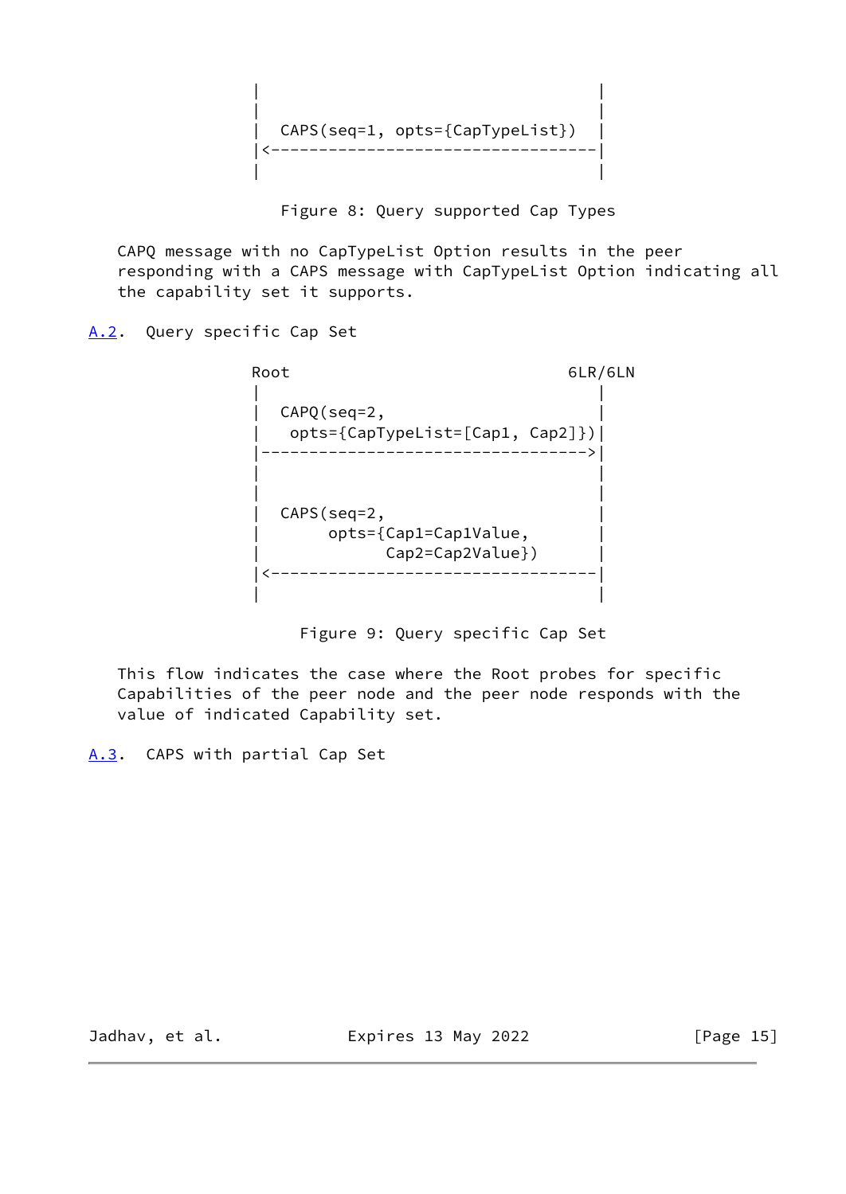```
                |                                  |
                |                                  |
                |  CAPS(seq=1, opts={CapTypeList}) |
                |<---------------------------------|
                |                                  |
```

Figure 8: Query supported Cap Types

CAPQ message with no CapTypeList Option results in the peer responding with a CAPS message with CapTypeList Option indicating all the capability set it supports.

### A.2. Query specific Cap Set

```
               Root                             6LR/6LN
                |                                  |
                |  CAPQ(seq=2,                     |
                |   opts={CapTypeList=[Cap1, Cap2]})|
                |--------------------------------->|
                |                                  |
                |                                  |
                |  CAPS(seq=2,                     |
                |       opts={Cap1=Cap1Value,      |
                |             Cap2=Cap2Value})     |
                |<---------------------------------|
                |                                  |
```

Figure 9: Query specific Cap Set

This flow indicates the case where the Root probes for specific Capabilities of the peer node and the peer node responds with the value of indicated Capability set.

### A.3. CAPS with partial Cap Set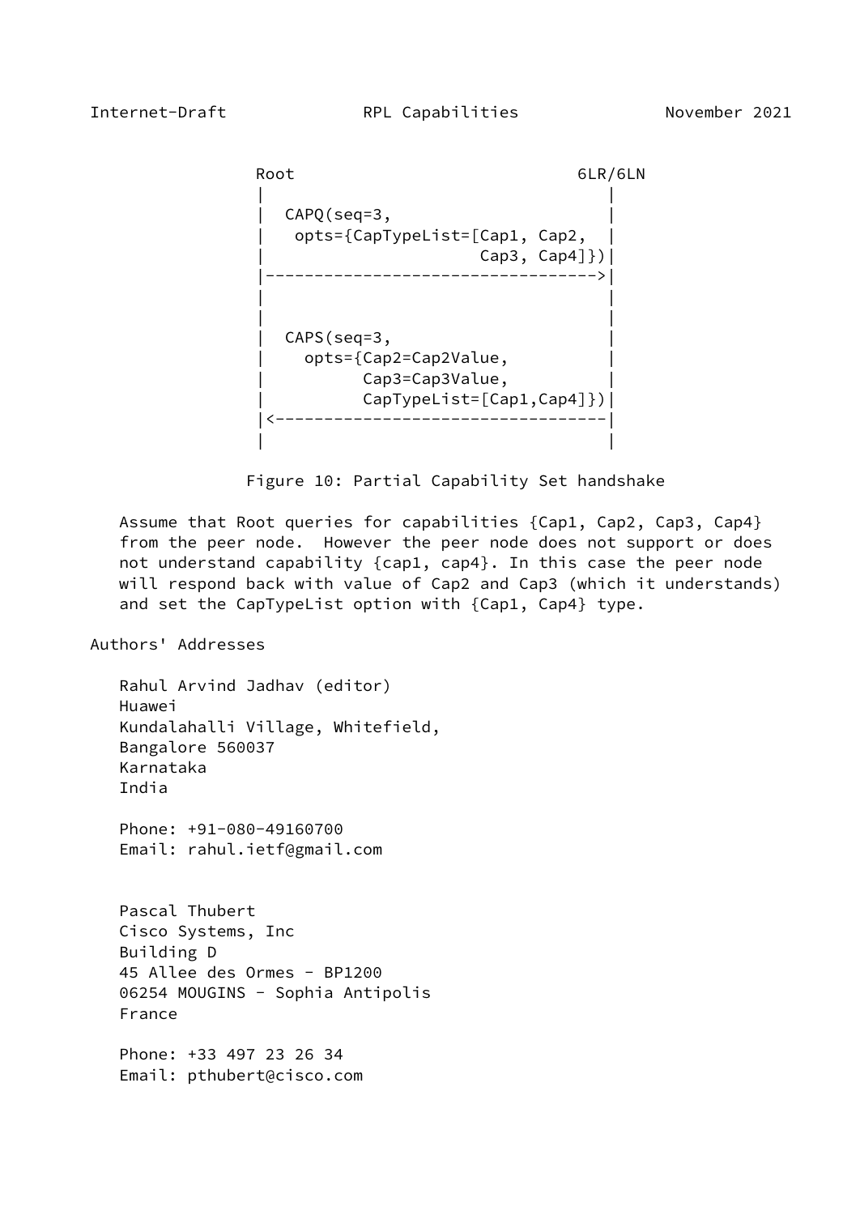```
  Root                              6LR/6LN
   |                                  |
   |  CAPQ(seq=3,                     |
   |   opts={CapTypeList=[Cap1, Cap2,  |
   |                    Cap3, Cap4]})|
   |--------------------------------->|
   |                                  |
   |                                  |
   |  CAPS(seq=3,                     |
   |    opts={Cap2=Cap2Value,         |
   |          Cap3=Cap3Value,         |
   |          CapTypeList=[Cap1,Cap4]})|
   |<---------------------------------|
   |                                  |
```

Figure 10: Partial Capability Set handshake

Assume that Root queries for capabilities {Cap1, Cap2, Cap3, Cap4} from the peer node. However the peer node does not support or does not understand capability {cap1, cap4}. In this case the peer node will respond back with value of Cap2 and Cap3 (which it understands) and set the CapTypeList option with {Cap1, Cap4} type.

## Authors' Addresses

Rahul Arvind Jadhav (editor)
Huawei
Kundalahalli Village, Whitefield,
Bangalore 560037
Karnataka
India

Phone: +91-080-49160700
Email: rahul.ietf@gmail.com

Pascal Thubert
Cisco Systems, Inc
Building D
45 Allee des Ormes - BP1200
06254 MOUGINS - Sophia Antipolis
France

Phone: +33 497 23 26 34
Email: pthubert@cisco.com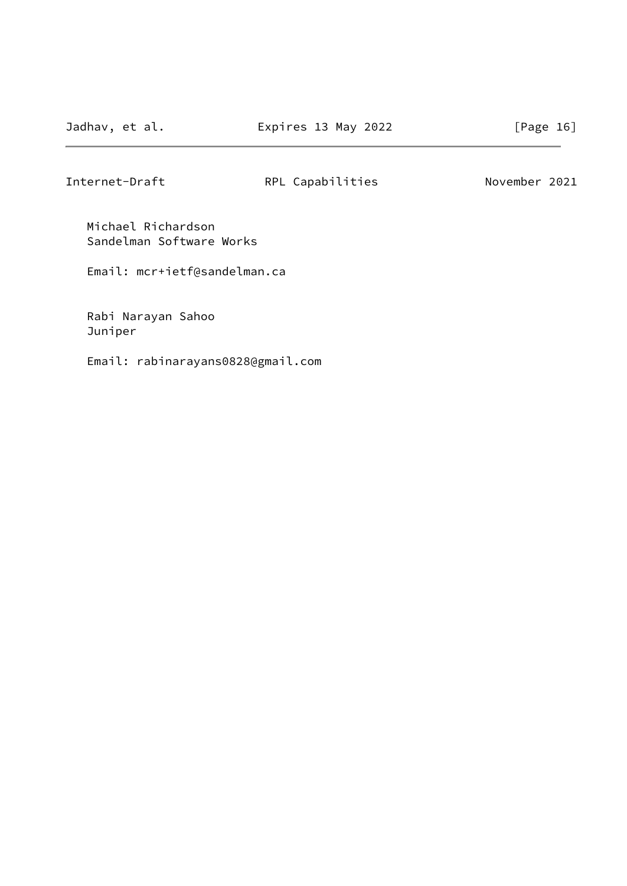Michael Richardson
Sandelman Software Works

Email: mcr+ietf@sandelman.ca

Rabi Narayan Sahoo
Juniper

Email: rabinarayans0828@gmail.com